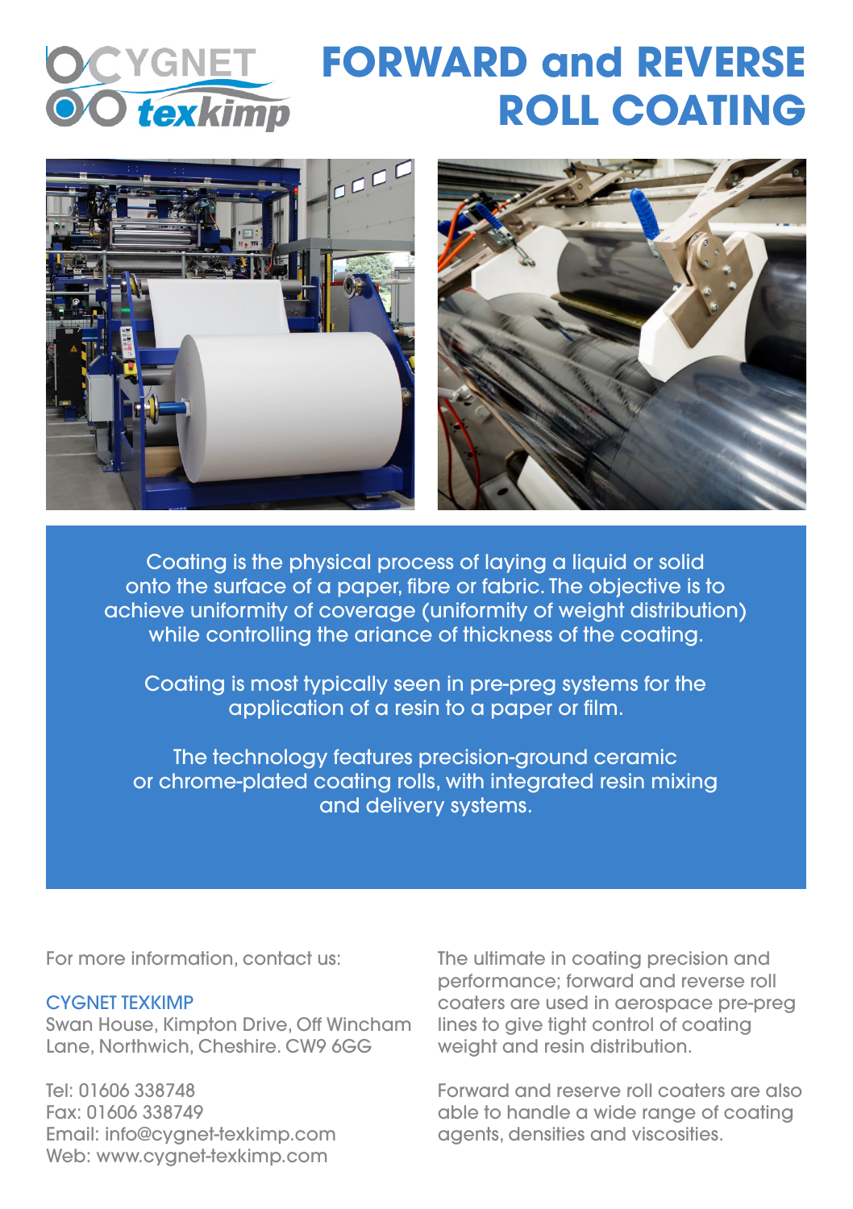# FORWARD and REVERSE ROLL COATING

Coating is the physical process of laying a liquid or solid onto the surface of a paper, fibre or fabric. The objective is to achieve uniformity of coverage (uniformity of weight distribution) while controlling the ariance of thickness of the coating.

Coating is most typically seen in pre-preg systems for the application of a resin to a paper or film.

The technology features precision-ground ceramic or chrome-plated coating rolls, with integrated resin mixing and delivery systems.

The ultimate in coating precision and performance; forward and reverse roll coaters are used in aerospace pre-preg lines to give tight control of coating weight and resin distribution.

Forward and reserve roll coaters are also able to handle a wide range of coating agents, densities and viscosities.

For more information, contact us:

CYGNET TEXKIMP
Swan House, Kimpton Drive, Off Wincham Lane, Northwich, Cheshire. CW9 6GG

Tel: 01606 338748
Fax: 01606 338749
Email: info@cygnet-texkimp.com
Web: www.cygnet-texkimp.com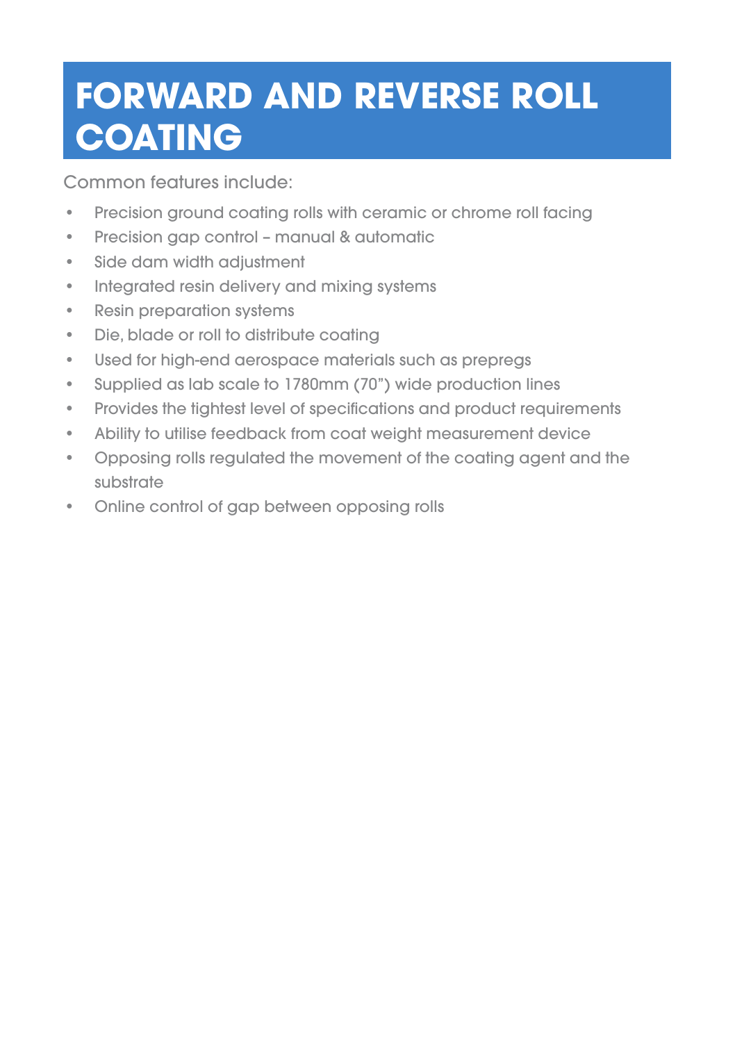# FORWARD AND REVERSE ROLL COATING

Common features include:

- Precision ground coating rolls with ceramic or chrome roll facing
- Precision gap control – manual & automatic
- Side dam width adjustment
- Integrated resin delivery and mixing systems
- Resin preparation systems
- Die, blade or roll to distribute coating
- Used for high-end aerospace materials such as prepregs
- Supplied as lab scale to 1780mm (70”) wide production lines
- Provides the tightest level of specifications and product requirements
- Ability to utilise feedback from coat weight measurement device
- Opposing rolls regulated the movement of the coating agent and the substrate
- Online control of gap between opposing rolls